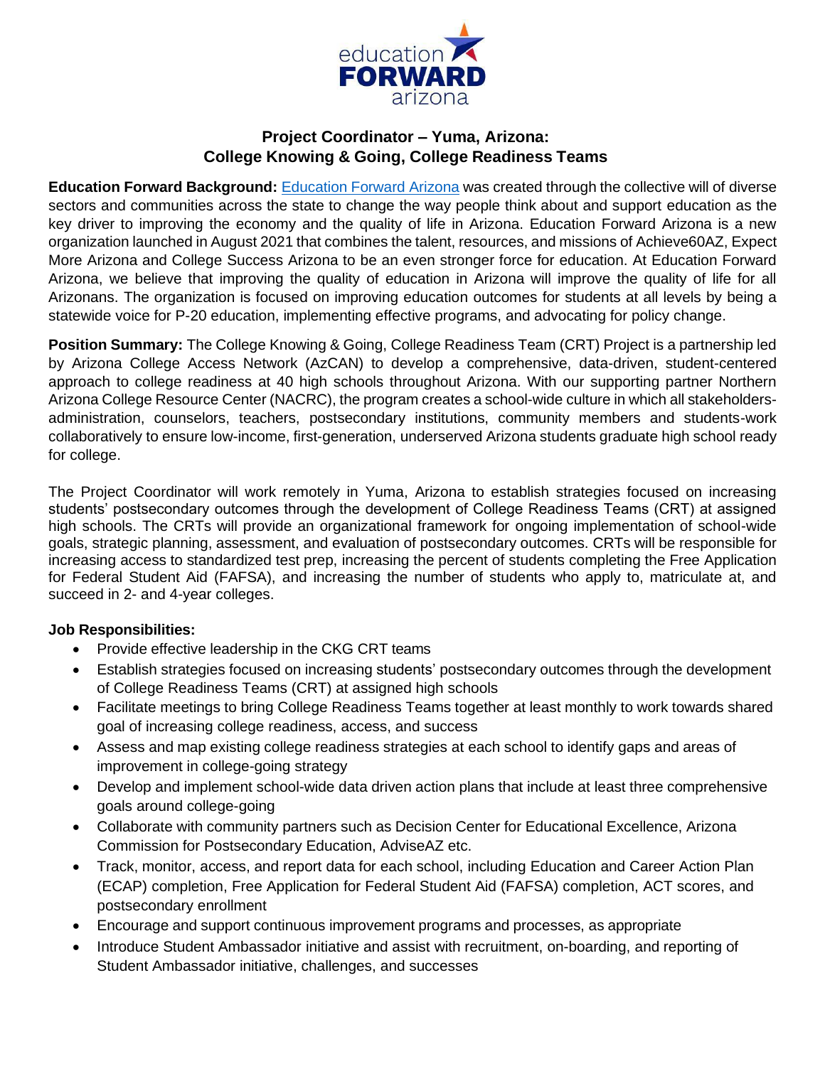# Project Coordinator – Yuma, Arizona: College Knowing & Going, College Readiness Teams

**Education Forward Background:** [Education Forward Arizona](Education Forward Arizona) was created through the collective will of diverse sectors and communities across the state to change the way people think about and support education as the key driver to improving the economy and the quality of life in Arizona. Education Forward Arizona is a new organization launched in August 2021 that combines the talent, resources, and missions of Achieve60AZ, Expect More Arizona and College Success Arizona to be an even stronger force for education. At Education Forward Arizona, we believe that improving the quality of education in Arizona will improve the quality of life for all Arizonans. The organization is focused on improving education outcomes for students at all levels by being a statewide voice for P-20 education, implementing effective programs, and advocating for policy change.

**Position Summary:** The College Knowing & Going, College Readiness Team (CRT) Project is a partnership led by Arizona College Access Network (AzCAN) to develop a comprehensive, data-driven, student-centered approach to college readiness at 40 high schools throughout Arizona. With our supporting partner Northern Arizona College Resource Center (NACRC), the program creates a school-wide culture in which all stakeholders-administration, counselors, teachers, postsecondary institutions, community members and students-work collaboratively to ensure low-income, first-generation, underserved Arizona students graduate high school ready for college.

The Project Coordinator will work remotely in Yuma, Arizona to establish strategies focused on increasing students' postsecondary outcomes through the development of College Readiness Teams (CRT) at assigned high schools. The CRTs will provide an organizational framework for ongoing implementation of school-wide goals, strategic planning, assessment, and evaluation of postsecondary outcomes. CRTs will be responsible for increasing access to standardized test prep, increasing the percent of students completing the Free Application for Federal Student Aid (FAFSA), and increasing the number of students who apply to, matriculate at, and succeed in 2- and 4-year colleges.

**Job Responsibilities:**

- Provide effective leadership in the CKG CRT teams
- Establish strategies focused on increasing students' postsecondary outcomes through the development of College Readiness Teams (CRT) at assigned high schools
- Facilitate meetings to bring College Readiness Teams together at least monthly to work towards shared goal of increasing college readiness, access, and success
- Assess and map existing college readiness strategies at each school to identify gaps and areas of improvement in college-going strategy
- Develop and implement school-wide data driven action plans that include at least three comprehensive goals around college-going
- Collaborate with community partners such as Decision Center for Educational Excellence, Arizona Commission for Postsecondary Education, AdviseAZ etc.
- Track, monitor, access, and report data for each school, including Education and Career Action Plan (ECAP) completion, Free Application for Federal Student Aid (FAFSA) completion, ACT scores, and postsecondary enrollment
- Encourage and support continuous improvement programs and processes, as appropriate
- Introduce Student Ambassador initiative and assist with recruitment, on-boarding, and reporting of Student Ambassador initiative, challenges, and successes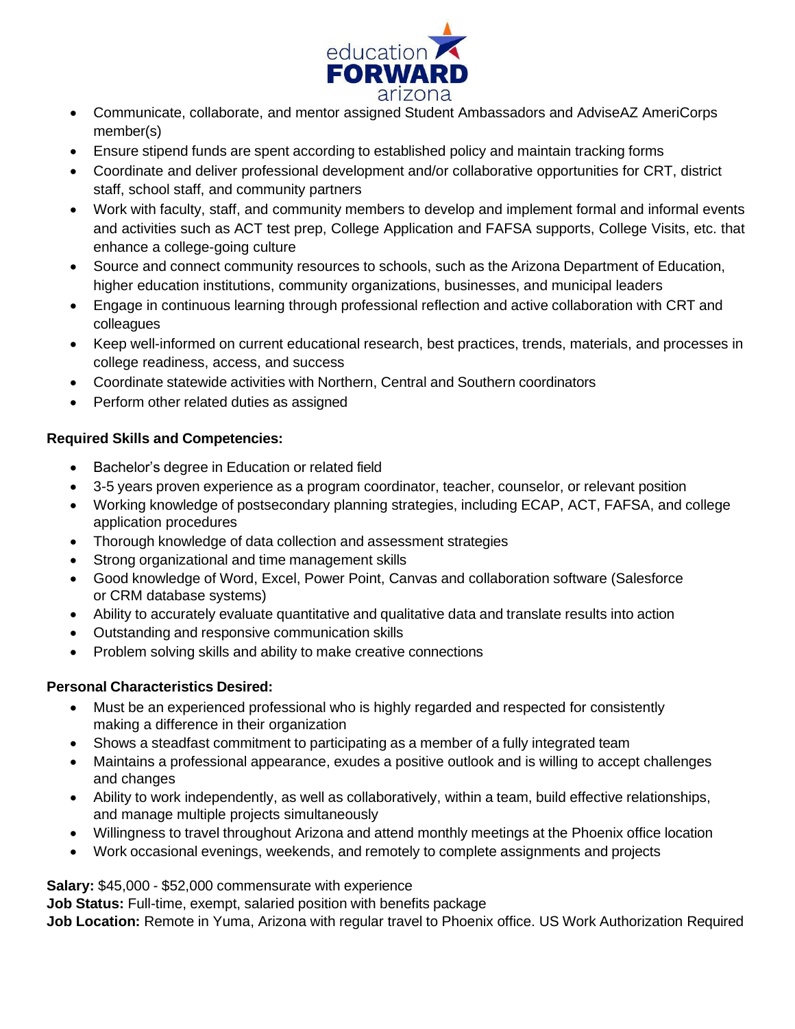- Communicate, collaborate, and mentor assigned Student Ambassadors and AdviseAZ AmeriCorps member(s)
- Ensure stipend funds are spent according to established policy and maintain tracking forms
- Coordinate and deliver professional development and/or collaborative opportunities for CRT, district staff, school staff, and community partners
- Work with faculty, staff, and community members to develop and implement formal and informal events and activities such as ACT test prep, College Application and FAFSA supports, College Visits, etc. that enhance a college-going culture
- Source and connect community resources to schools, such as the Arizona Department of Education, higher education institutions, community organizations, businesses, and municipal leaders
- Engage in continuous learning through professional reflection and active collaboration with CRT and colleagues
- Keep well-informed on current educational research, best practices, trends, materials, and processes in college readiness, access, and success
- Coordinate statewide activities with Northern, Central and Southern coordinators
- Perform other related duties as assigned

**Required Skills and Competencies:**

- Bachelor's degree in Education or related field
- 3-5 years proven experience as a program coordinator, teacher, counselor, or relevant position
- Working knowledge of postsecondary planning strategies, including ECAP, ACT, FAFSA, and college application procedures
- Thorough knowledge of data collection and assessment strategies
- Strong organizational and time management skills
- Good knowledge of Word, Excel, Power Point, Canvas and collaboration software (Salesforce or CRM database systems)
- Ability to accurately evaluate quantitative and qualitative data and translate results into action
- Outstanding and responsive communication skills
- Problem solving skills and ability to make creative connections

**Personal Characteristics Desired:**

- Must be an experienced professional who is highly regarded and respected for consistently making a difference in their organization
- Shows a steadfast commitment to participating as a member of a fully integrated team
- Maintains a professional appearance, exudes a positive outlook and is willing to accept challenges and changes
- Ability to work independently, as well as collaboratively, within a team, build effective relationships, and manage multiple projects simultaneously
- Willingness to travel throughout Arizona and attend monthly meetings at the Phoenix office location
- Work occasional evenings, weekends, and remotely to complete assignments and projects

**Salary:** $45,000 - $52,000 commensurate with experience
**Job Status:** Full-time, exempt, salaried position with benefits package
**Job Location:** Remote in Yuma, Arizona with regular travel to Phoenix office. US Work Authorization Required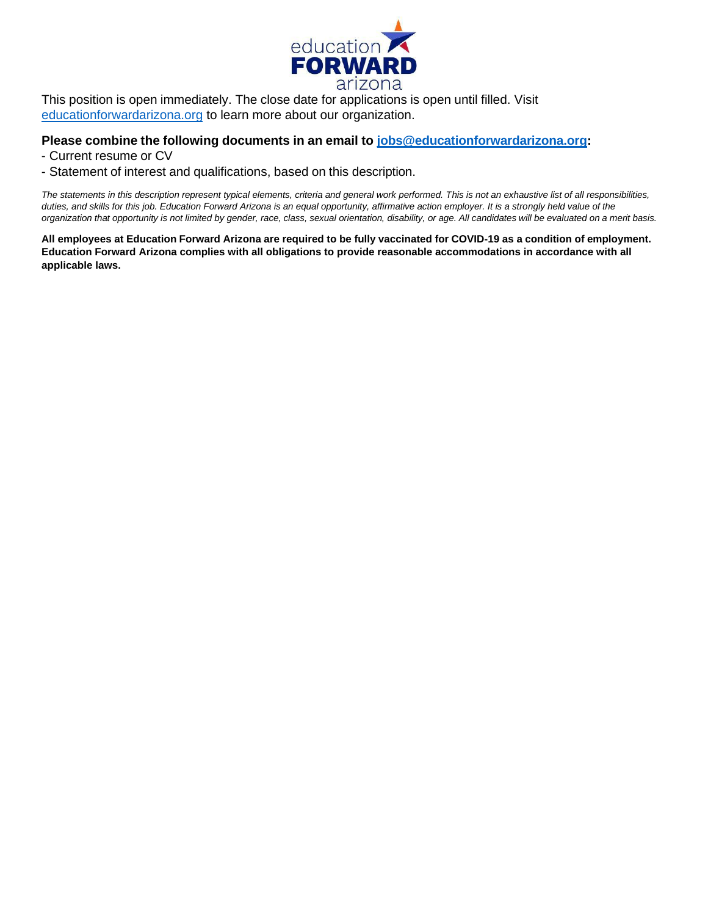This position is open immediately. The close date for applications is open until filled. Visit [educationforwardarizona.org](educationforwardarizona.org) to learn more about our organization.

**Please combine the following documents in an email to [jobs@educationforwardarizona.org](mailto:jobs@educationforwardarizona.org):**

- Current resume or CV
- Statement of interest and qualifications, based on this description.

*The statements in this description represent typical elements, criteria and general work performed. This is not an exhaustive list of all responsibilities, duties, and skills for this job. Education Forward Arizona is an equal opportunity, affirmative action employer. It is a strongly held value of the organization that opportunity is not limited by gender, race, class, sexual orientation, disability, or age. All candidates will be evaluated on a merit basis.*

**All employees at Education Forward Arizona are required to be fully vaccinated for COVID-19 as a condition of employment. Education Forward Arizona complies with all obligations to provide reasonable accommodations in accordance with all applicable laws.**